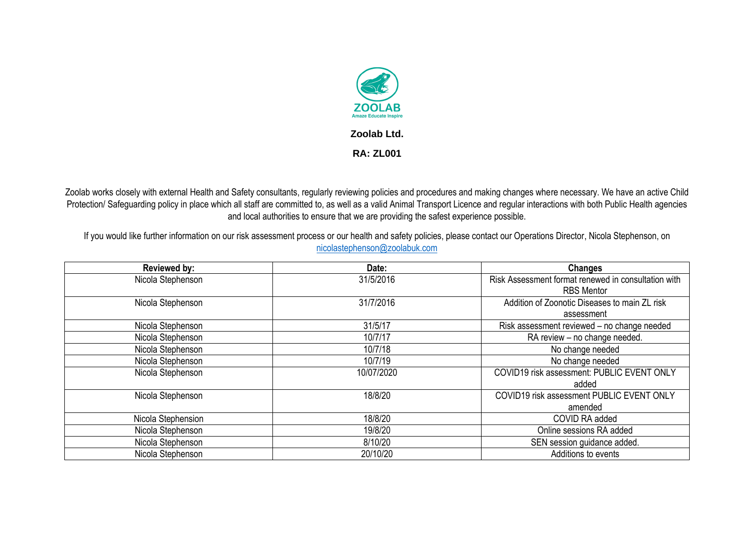**ZOOLAB**
Amaze Educate Inspire

**Zoolab Ltd.**

**RA: ZL001**

Zoolab works closely with external Health and Safety consultants, regularly reviewing policies and procedures and making changes where necessary. We have an active Child Protection/ Safeguarding policy in place which all staff are committed to, as well as a valid Animal Transport Licence and regular interactions with both Public Health agencies and local authorities to ensure that we are providing the safest experience possible.

If you would like further information on our risk assessment process or our health and safety policies, please contact our Operations Director, Nicola Stephenson, on nicolastephenson@zoolabuk.com

| Reviewed by: | Date: | Changes |
| --- | --- | --- |
| Nicola Stephenson | 31/5/2016 | Risk Assessment format renewed in consultation with RBS Mentor |
| Nicola Stephenson | 31/7/2016 | Addition of Zoonotic Diseases to main ZL risk assessment |
| Nicola Stephenson | 31/5/17 | Risk assessment reviewed – no change needed |
| Nicola Stephenson | 10/7/17 | RA review – no change needed. |
| Nicola Stephenson | 10/7/18 | No change needed |
| Nicola Stephenson | 10/7/19 | No change needed |
| Nicola Stephenson | 10/07/2020 | COVID19 risk assessment: PUBLIC EVENT ONLY added |
| Nicola Stephenson | 18/8/20 | COVID19 risk assessment PUBLIC EVENT ONLY amended |
| Nicola Stephension | 18/8/20 | COVID RA added |
| Nicola Stephenson | 19/8/20 | Online sessions RA added |
| Nicola Stephenson | 8/10/20 | SEN session guidance added. |
| Nicola Stephenson | 20/10/20 | Additions to events |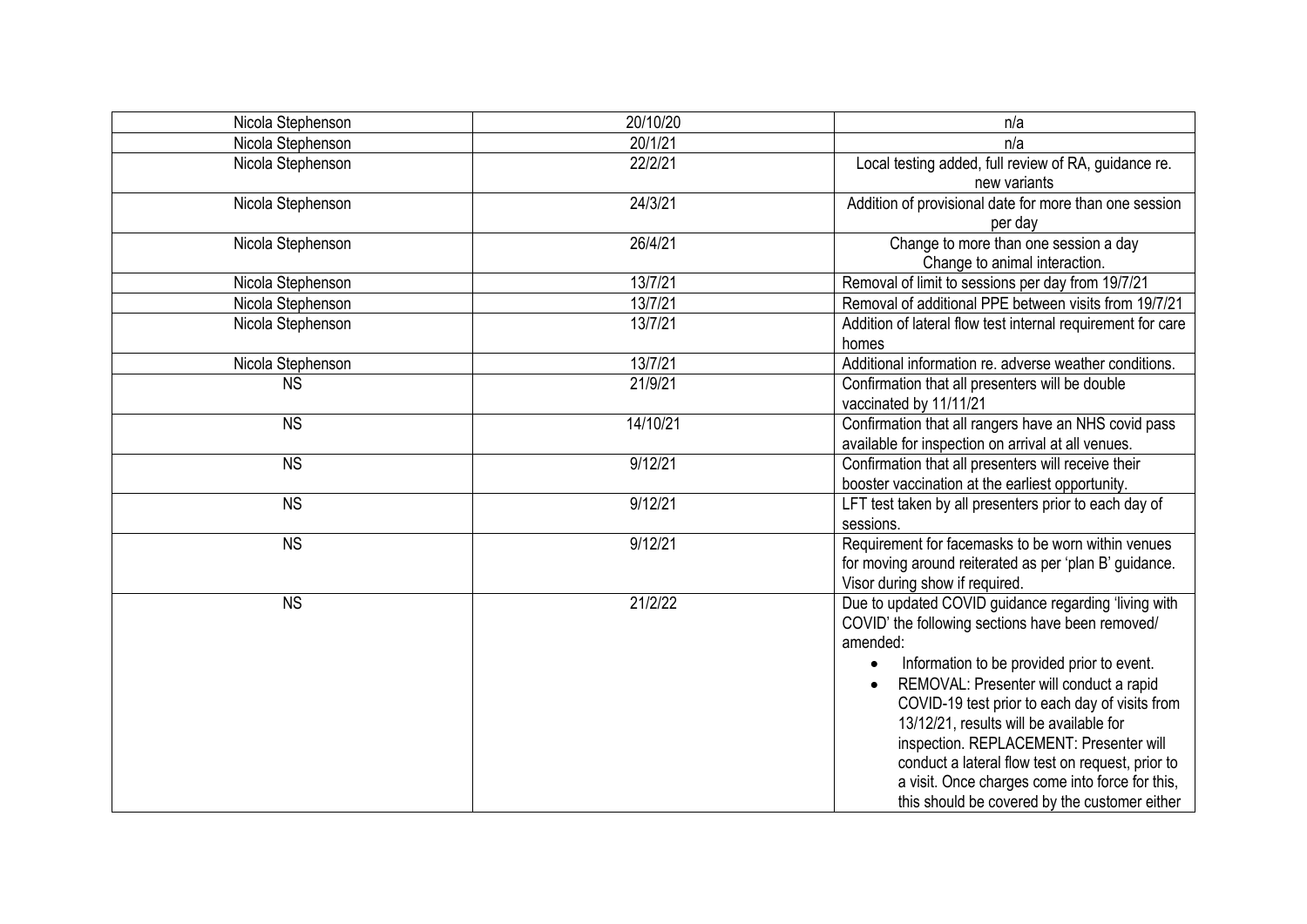| Nicola Stephenson | 20/10/20 | n/a |
|---|---|---|
| Nicola Stephenson | 20/1/21 | n/a |
| Nicola Stephenson | 22/2/21 | Local testing added, full review of RA, guidance re. new variants |
| Nicola Stephenson | 24/3/21 | Addition of provisional date for more than one session per day |
| Nicola Stephenson | 26/4/21 | Change to more than one session a day<br>Change to animal interaction. |
| Nicola Stephenson | 13/7/21 | Removal of limit to sessions per day from 19/7/21 |
| Nicola Stephenson | 13/7/21 | Removal of additional PPE between visits from 19/7/21 |
| Nicola Stephenson | 13/7/21 | Addition of lateral flow test internal requirement for care homes |
| Nicola Stephenson | 13/7/21 | Additional information re. adverse weather conditions. |
| NS | 21/9/21 | Confirmation that all presenters will be double vaccinated by 11/11/21 |
| NS | 14/10/21 | Confirmation that all rangers have an NHS covid pass available for inspection on arrival at all venues. |
| NS | 9/12/21 | Confirmation that all presenters will receive their booster vaccination at the earliest opportunity. |
| NS | 9/12/21 | LFT test taken by all presenters prior to each day of sessions. |
| NS | 9/12/21 | Requirement for facemasks to be worn within venues for moving around reiterated as per 'plan B' guidance. Visor during show if required. |
| NS | 21/2/22 | Due to updated COVID guidance regarding 'living with COVID' the following sections have been removed/ amended:<br>• Information to be provided prior to event.<br>• REMOVAL: Presenter will conduct a rapid COVID-19 test prior to each day of visits from 13/12/21, results will be available for inspection. REPLACEMENT: Presenter will conduct a lateral flow test on request, prior to a visit. Once charges come into force for this, this should be covered by the customer either |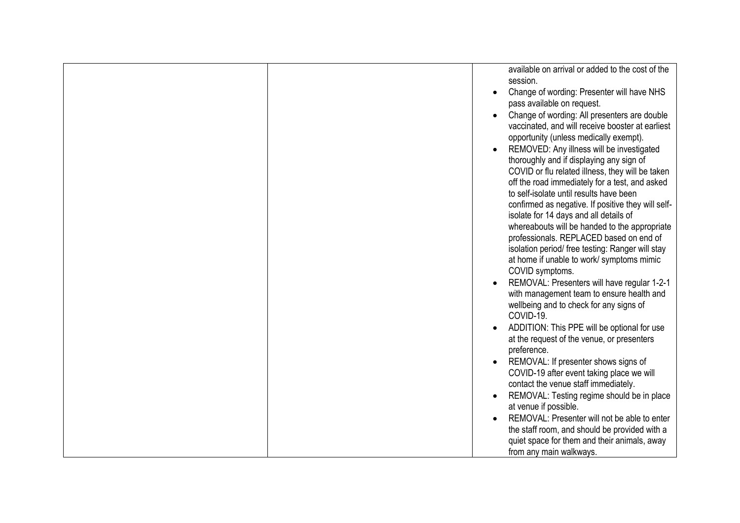| | | available on arrival or added to the cost of the session.<br>• Change of wording: Presenter will have NHS pass available on request.<br>• Change of wording: All presenters are double vaccinated, and will receive booster at earliest opportunity (unless medically exempt).<br>• REMOVED: Any illness will be investigated thoroughly and if displaying any sign of COVID or flu related illness, they will be taken off the road immediately for a test, and asked to self-isolate until results have been confirmed as negative. If positive they will self-isolate for 14 days and all details of whereabouts will be handed to the appropriate professionals. REPLACED based on end of isolation period/ free testing: Ranger will stay at home if unable to work/ symptoms mimic COVID symptoms.<br>• REMOVAL: Presenters will have regular 1-2-1 with management team to ensure health and wellbeing and to check for any signs of COVID-19.<br>• ADDITION: This PPE will be optional for use at the request of the venue, or presenters preference.<br>• REMOVAL: If presenter shows signs of COVID-19 after event taking place we will contact the venue staff immediately.<br>• REMOVAL: Testing regime should be in place at venue if possible.<br>• REMOVAL: Presenter will not be able to enter the staff room, and should be provided with a quiet space for them and their animals, away from any main walkways. |
|---|---|---|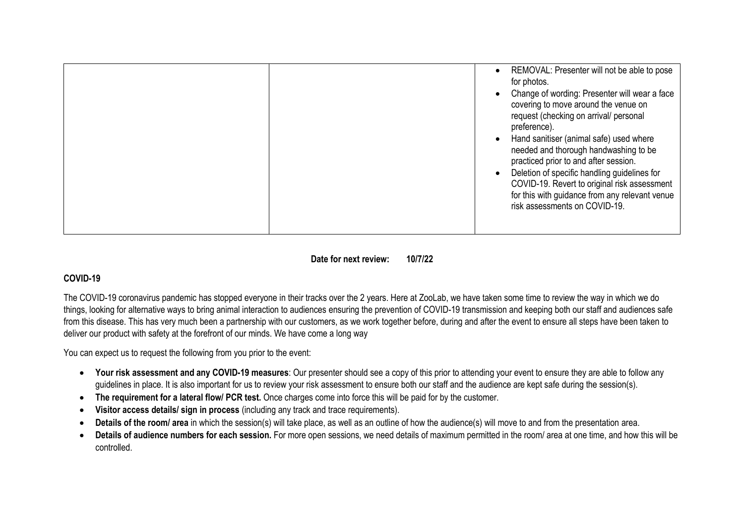|  |  | <ul><li>REMOVAL: Presenter will not be able to pose for photos.</li><li>Change of wording: Presenter will wear a face covering to move around the venue on request (checking on arrival/ personal preference).</li><li>Hand sanitiser (animal safe) used where needed and thorough handwashing to be practiced prior to and after session.</li><li>Deletion of specific handling guidelines for COVID-19. Revert to original risk assessment for this with guidance from any relevant venue risk assessments on COVID-19.</li></ul> |
|---|---|---|

**Date for next review: 10/7/22**

**COVID-19**

The COVID-19 coronavirus pandemic has stopped everyone in their tracks over the 2 years. Here at ZooLab, we have taken some time to review the way in which we do things, looking for alternative ways to bring animal interaction to audiences ensuring the prevention of COVID-19 transmission and keeping both our staff and audiences safe from this disease. This has very much been a partnership with our customers, as we work together before, during and after the event to ensure all steps have been taken to deliver our product with safety at the forefront of our minds. We have come a long way

You can expect us to request the following from you prior to the event:

- **Your risk assessment and any COVID-19 measures**: Our presenter should see a copy of this prior to attending your event to ensure they are able to follow any guidelines in place. It is also important for us to review your risk assessment to ensure both our staff and the audience are kept safe during the session(s).
- **The requirement for a lateral flow/ PCR test.** Once charges come into force this will be paid for by the customer.
- **Visitor access details/ sign in process** (including any track and trace requirements).
- **Details of the room/ area** in which the session(s) will take place, as well as an outline of how the audience(s) will move to and from the presentation area.
- **Details of audience numbers for each session.** For more open sessions, we need details of maximum permitted in the room/ area at one time, and how this will be controlled.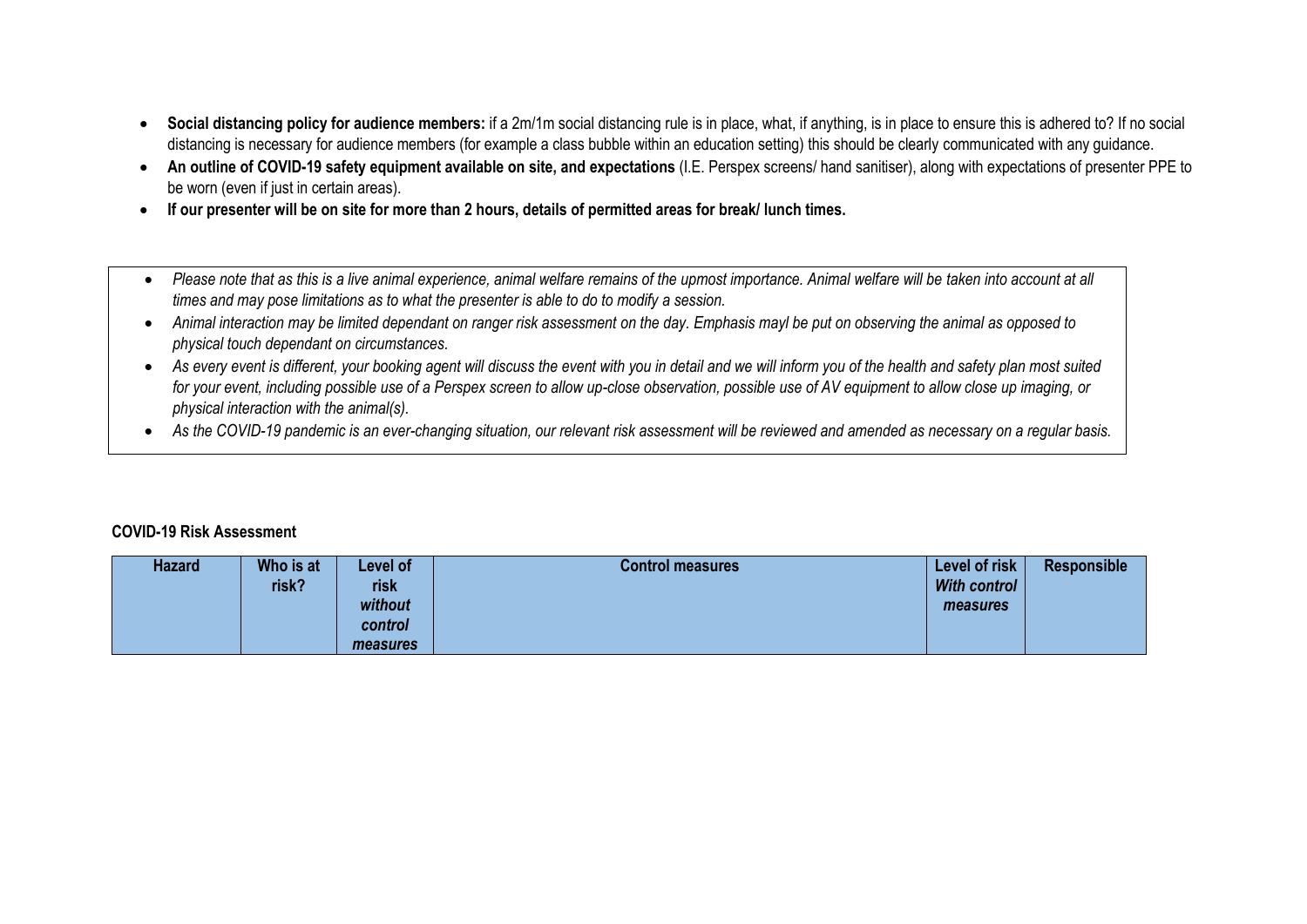- **Social distancing policy for audience members:** if a 2m/1m social distancing rule is in place, what, if anything, is in place to ensure this is adhered to? If no social distancing is necessary for audience members (for example a class bubble within an education setting) this should be clearly communicated with any guidance.
- **An outline of COVID-19 safety equipment available on site, and expectations** (I.E. Perspex screens/ hand sanitiser), along with expectations of presenter PPE to be worn (even if just in certain areas).
- **If our presenter will be on site for more than 2 hours, details of permitted areas for break/ lunch times.**

- *Please note that as this is a live animal experience, animal welfare remains of the upmost importance. Animal welfare will be taken into account at all times and may pose limitations as to what the presenter is able to do to modify a session.*
- *Animal interaction may be limited dependant on ranger risk assessment on the day. Emphasis mayl be put on observing the animal as opposed to physical touch dependant on circumstances.*
- *As every event is different, your booking agent will discuss the event with you in detail and we will inform you of the health and safety plan most suited for your event, including possible use of a Perspex screen to allow up-close observation, possible use of AV equipment to allow close up imaging, or physical interaction with the animal(s).*
- *As the COVID-19 pandemic is an ever-changing situation, our relevant risk assessment will be reviewed and amended as necessary on a regular basis.*

**COVID-19 Risk Assessment**

| Hazard | Who is at risk? | Level of risk *without control measures* | Control measures | Level of risk *With control measures* | Responsible |
|---|---|---|---|---|---|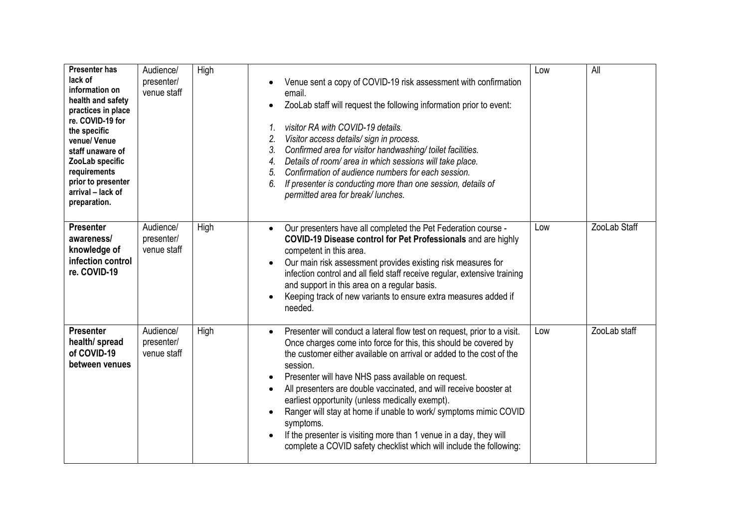| **Presenter has lack of information on health and safety practices in place re. COVID-19 for the specific venue/ Venue staff unaware of ZooLab specific requirements prior to presenter arrival – lack of preparation.** | Audience/ presenter/ venue staff | High | • Venue sent a copy of COVID-19 risk assessment with confirmation email.<br>• ZooLab staff will request the following information prior to event:<br><br>1. *visitor RA with COVID-19 details.*<br>2. *Visitor access details/ sign in process.*<br>3. *Confirmed area for visitor handwashing/ toilet facilities.*<br>4. *Details of room/ area in which sessions will take place.*<br>5. *Confirmation of audience numbers for each session.*<br>6. *If presenter is conducting more than one session, details of permitted area for break/ lunches.* | Low | All |
|---|---|---|---|---|---|
| **Presenter awareness/ knowledge of infection control re. COVID-19** | Audience/ presenter/ venue staff | High | • Our presenters have all completed the Pet Federation course - **COVID-19 Disease control for Pet Professionals** and are highly competent in this area.<br>• Our main risk assessment provides existing risk measures for infection control and all field staff receive regular, extensive training and support in this area on a regular basis.<br>• Keeping track of new variants to ensure extra measures added if needed. | Low | ZooLab Staff |
| **Presenter health/ spread of COVID-19 between venues** | Audience/ presenter/ venue staff | High | • Presenter will conduct a lateral flow test on request, prior to a visit. Once charges come into force for this, this should be covered by the customer either available on arrival or added to the cost of the session.<br>• Presenter will have NHS pass available on request.<br>• All presenters are double vaccinated, and will receive booster at earliest opportunity (unless medically exempt).<br>• Ranger will stay at home if unable to work/ symptoms mimic COVID symptoms.<br>• If the presenter is visiting more than 1 venue in a day, they will complete a COVID safety checklist which will include the following: | Low | ZooLab staff |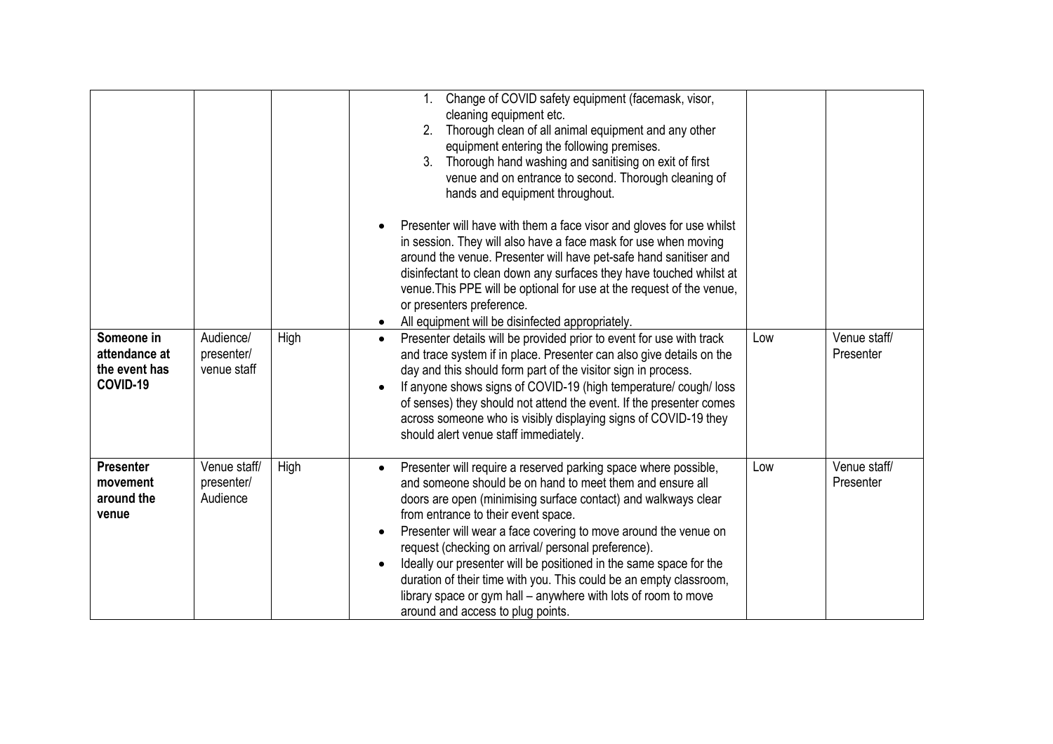| | | | | | |
|---|---|---|---|---|---|
| | | | 1. Change of COVID safety equipment (facemask, visor, cleaning equipment etc.<br>2. Thorough clean of all animal equipment and any other equipment entering the following premises.<br>3. Thorough hand washing and sanitising on exit of first venue and on entrance to second. Thorough cleaning of hands and equipment throughout.<br><br>• Presenter will have with them a face visor and gloves for use whilst in session. They will also have a face mask for use when moving around the venue. Presenter will have pet-safe hand sanitiser and disinfectant to clean down any surfaces they have touched whilst at venue.This PPE will be optional for use at the request of the venue, or presenters preference.<br>• All equipment will be disinfected appropriately. | | |
| **Someone in attendance at the event has COVID-19** | Audience/ presenter/ venue staff | High | • Presenter details will be provided prior to event for use with track and trace system if in place. Presenter can also give details on the day and this should form part of the visitor sign in process.<br>• If anyone shows signs of COVID-19 (high temperature/ cough/ loss of senses) they should not attend the event. If the presenter comes across someone who is visibly displaying signs of COVID-19 they should alert venue staff immediately. | Low | Venue staff/ Presenter |
| **Presenter movement around the venue** | Venue staff/ presenter/ Audience | High | • Presenter will require a reserved parking space where possible, and someone should be on hand to meet them and ensure all doors are open (minimising surface contact) and walkways clear from entrance to their event space.<br>• Presenter will wear a face covering to move around the venue on request (checking on arrival/ personal preference).<br>• Ideally our presenter will be positioned in the same space for the duration of their time with you. This could be an empty classroom, library space or gym hall – anywhere with lots of room to move around and access to plug points. | Low | Venue staff/ Presenter |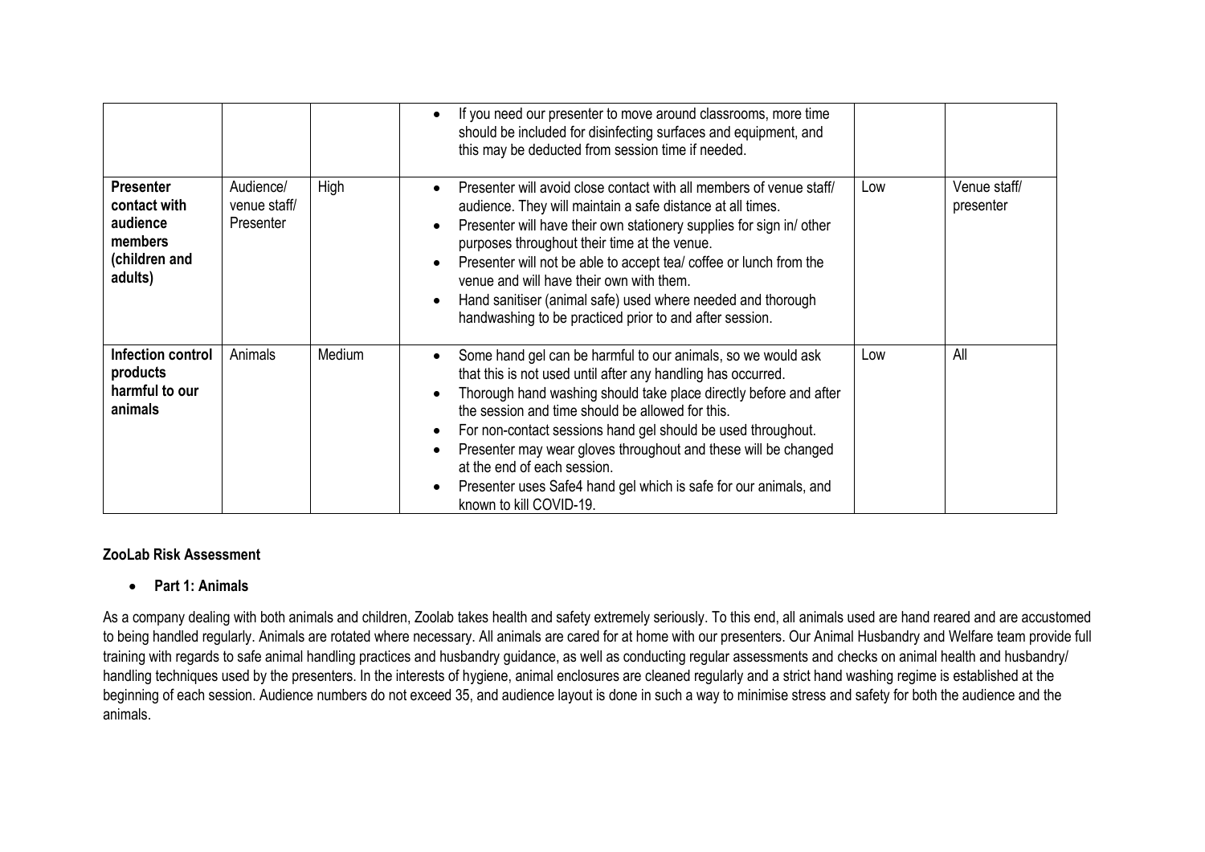| | | | | | |
|---|---|---|---|---|---|
| | | | • If you need our presenter to move around classrooms, more time should be included for disinfecting surfaces and equipment, and this may be deducted from session time if needed. | | |
| **Presenter contact with audience members (children and adults)** | Audience/ venue staff/ Presenter | High | • Presenter will avoid close contact with all members of venue staff/ audience. They will maintain a safe distance at all times.<br>• Presenter will have their own stationery supplies for sign in/ other purposes throughout their time at the venue.<br>• Presenter will not be able to accept tea/ coffee or lunch from the venue and will have their own with them.<br>• Hand sanitiser (animal safe) used where needed and thorough handwashing to be practiced prior to and after session. | Low | Venue staff/ presenter |
| **Infection control products harmful to our animals** | Animals | Medium | • Some hand gel can be harmful to our animals, so we would ask that this is not used until after any handling has occurred.<br>• Thorough hand washing should take place directly before and after the session and time should be allowed for this.<br>• For non-contact sessions hand gel should be used throughout.<br>• Presenter may wear gloves throughout and these will be changed at the end of each session.<br>• Presenter uses Safe4 hand gel which is safe for our animals, and known to kill COVID-19. | Low | All |

**ZooLab Risk Assessment**

- **Part 1: Animals**

As a company dealing with both animals and children, Zoolab takes health and safety extremely seriously. To this end, all animals used are hand reared and are accustomed to being handled regularly. Animals are rotated where necessary. All animals are cared for at home with our presenters. Our Animal Husbandry and Welfare team provide full training with regards to safe animal handling practices and husbandry guidance, as well as conducting regular assessments and checks on animal health and husbandry/ handling techniques used by the presenters. In the interests of hygiene, animal enclosures are cleaned regularly and a strict hand washing regime is established at the beginning of each session. Audience numbers do not exceed 35, and audience layout is done in such a way to minimise stress and safety for both the audience and the animals.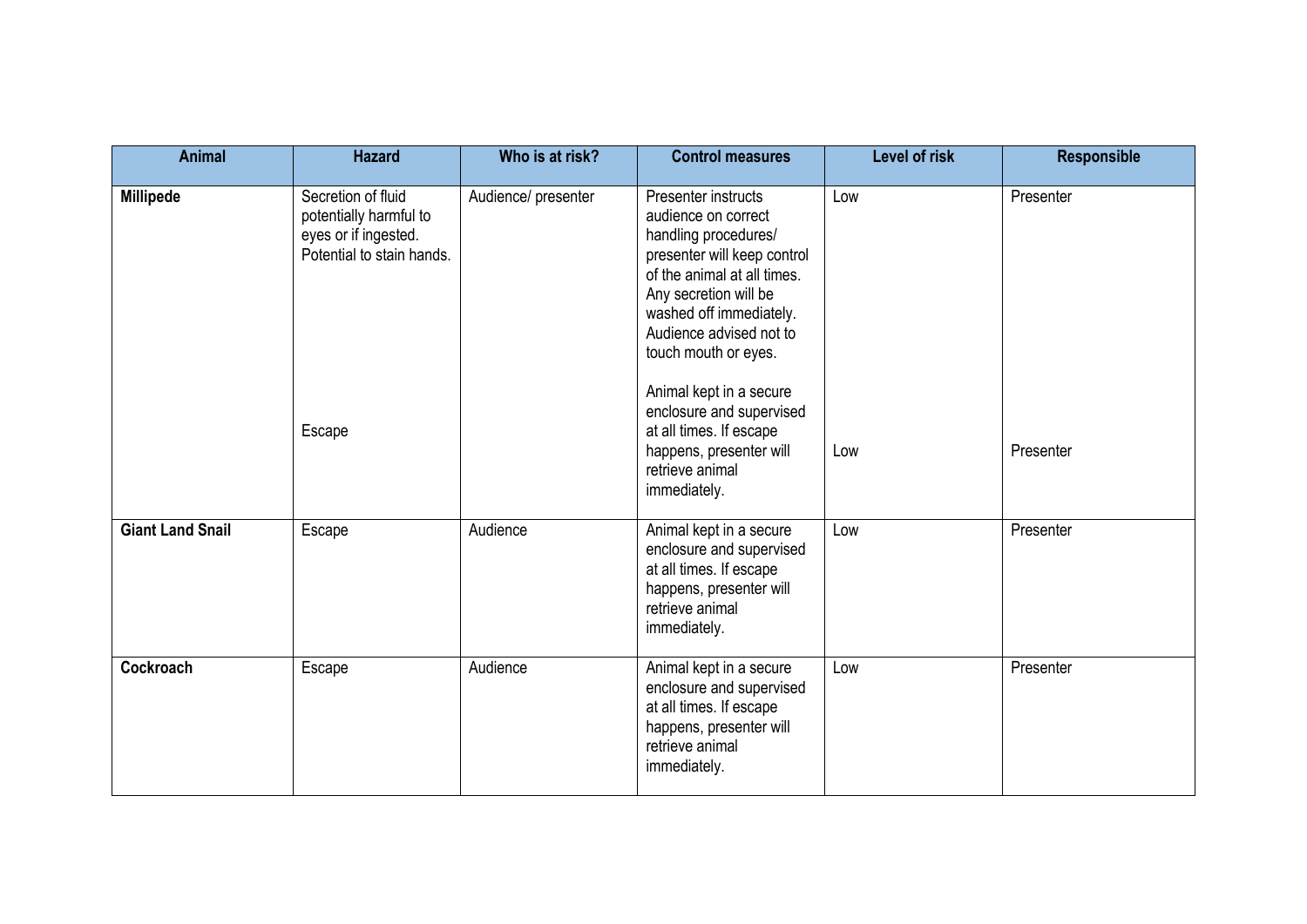| Animal | Hazard | Who is at risk? | Control measures | Level of risk | Responsible |
|---|---|---|---|---|---|
| **Millipede** | Secretion of fluid potentially harmful to eyes or if ingested. Potential to stain hands. | Audience/ presenter | Presenter instructs audience on correct handling procedures/ presenter will keep control of the animal at all times. Any secretion will be washed off immediately. Audience advised not to touch mouth or eyes. | Low | Presenter |
| | Escape | | Animal kept in a secure enclosure and supervised at all times. If escape happens, presenter will retrieve animal immediately. | Low | Presenter |
| **Giant Land Snail** | Escape | Audience | Animal kept in a secure enclosure and supervised at all times. If escape happens, presenter will retrieve animal immediately. | Low | Presenter |
| **Cockroach** | Escape | Audience | Animal kept in a secure enclosure and supervised at all times. If escape happens, presenter will retrieve animal immediately. | Low | Presenter |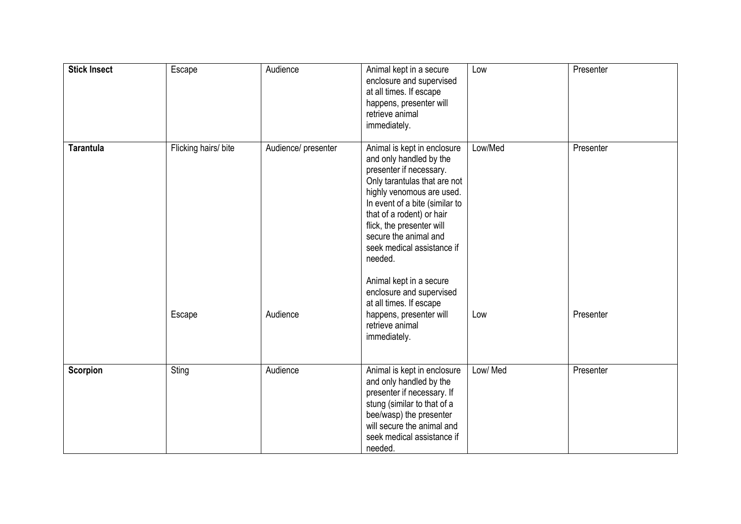| | | | | | |
|---|---|---|---|---|---|
| **Stick Insect** | Escape | Audience | Animal kept in a secure enclosure and supervised at all times. If escape happens, presenter will retrieve animal immediately. | Low | Presenter |
| **Tarantula** | Flicking hairs/ bite | Audience/ presenter | Animal is kept in enclosure and only handled by the presenter if necessary. Only tarantulas that are not highly venomous are used. In event of a bite (similar to that of a rodent) or hair flick, the presenter will secure the animal and seek medical assistance if needed. | Low/Med | Presenter |
| | Escape | Audience | Animal kept in a secure enclosure and supervised at all times. If escape happens, presenter will retrieve animal immediately. | Low | Presenter |
| **Scorpion** | Sting | Audience | Animal is kept in enclosure and only handled by the presenter if necessary. If stung (similar to that of a bee/wasp) the presenter will secure the animal and seek medical assistance if needed. | Low/ Med | Presenter |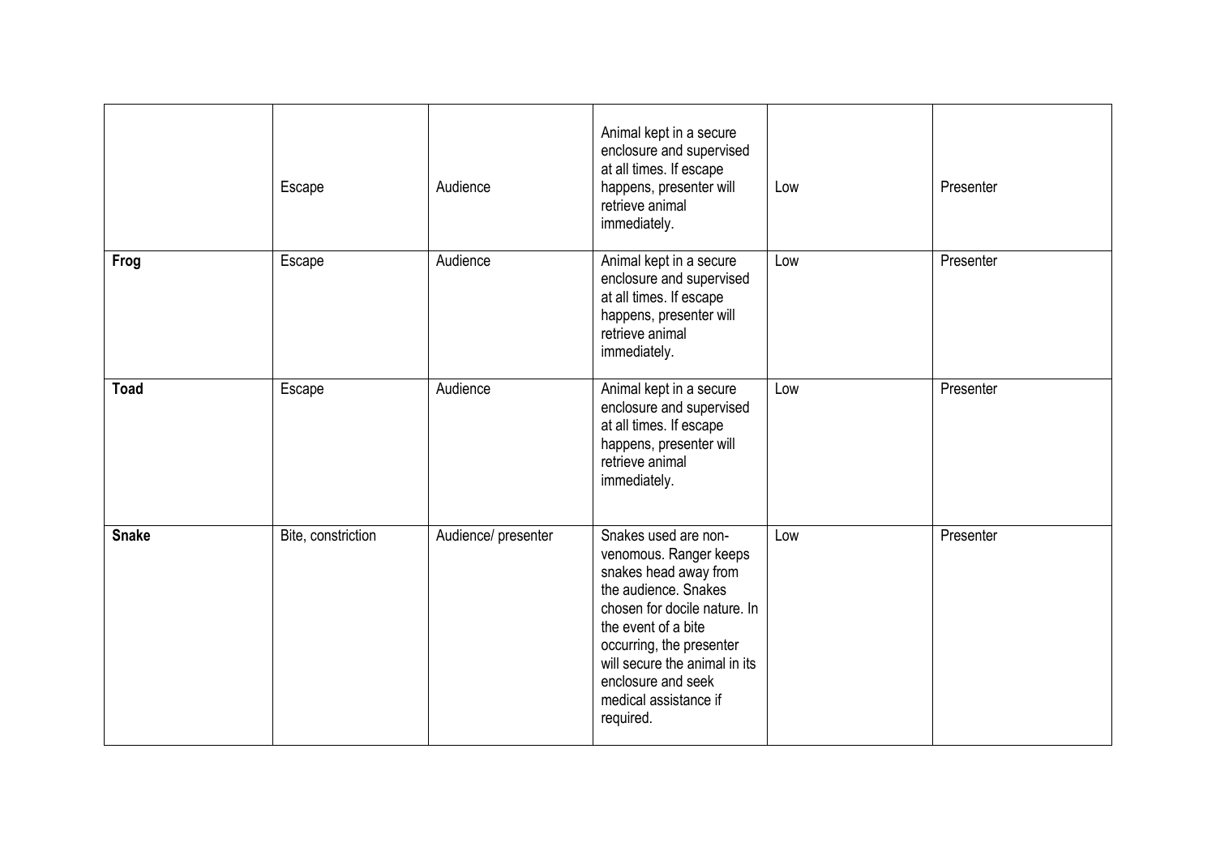| | | | | | |
|---|---|---|---|---|---|
| | Escape | Audience | Animal kept in a secure enclosure and supervised at all times. If escape happens, presenter will retrieve animal immediately. | Low | Presenter |
| **Frog** | Escape | Audience | Animal kept in a secure enclosure and supervised at all times. If escape happens, presenter will retrieve animal immediately. | Low | Presenter |
| **Toad** | Escape | Audience | Animal kept in a secure enclosure and supervised at all times. If escape happens, presenter will retrieve animal immediately. | Low | Presenter |
| **Snake** | Bite, constriction | Audience/ presenter | Snakes used are non-venomous. Ranger keeps snakes head away from the audience. Snakes chosen for docile nature. In the event of a bite occurring, the presenter will secure the animal in its enclosure and seek medical assistance if required. | Low | Presenter |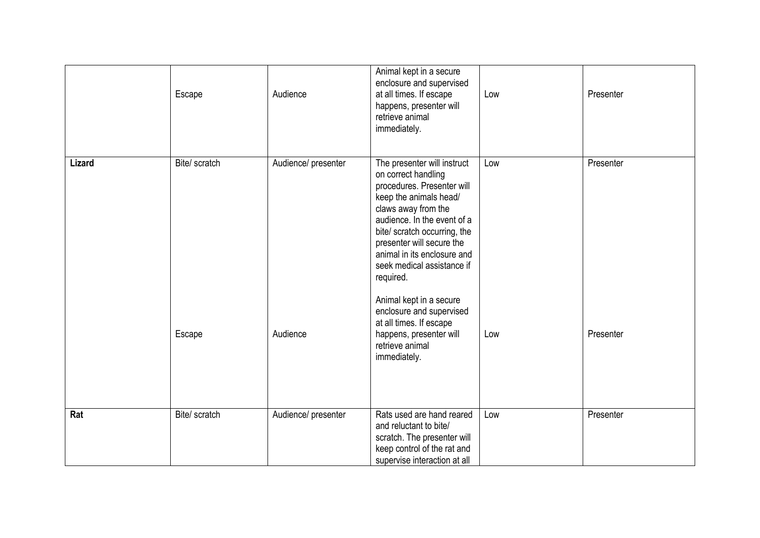| | | | | | |
|---|---|---|---|---|---|
| | Escape | Audience | Animal kept in a secure enclosure and supervised at all times. If escape happens, presenter will retrieve animal immediately. | Low | Presenter |
| **Lizard** | Bite/ scratch | Audience/ presenter | The presenter will instruct on correct handling procedures. Presenter will keep the animals head/ claws away from the audience. In the event of a bite/ scratch occurring, the presenter will secure the animal in its enclosure and seek medical assistance if required. | Low | Presenter |
| | Escape | Audience | Animal kept in a secure enclosure and supervised at all times. If escape happens, presenter will retrieve animal immediately. | Low | Presenter |
| **Rat** | Bite/ scratch | Audience/ presenter | Rats used are hand reared and reluctant to bite/ scratch. The presenter will keep control of the rat and supervise interaction at all | Low | Presenter |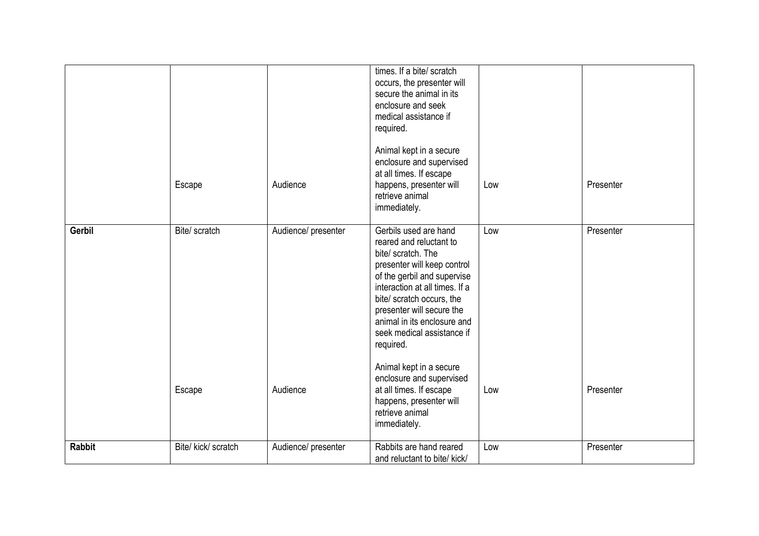| | | | | | |
|---|---|---|---|---|---|
| | | | times. If a bite/ scratch occurs, the presenter will secure the animal in its enclosure and seek medical assistance if required. | | |
| | Escape | Audience | Animal kept in a secure enclosure and supervised at all times. If escape happens, presenter will retrieve animal immediately. | Low | Presenter |
| **Gerbil** | Bite/ scratch | Audience/ presenter | Gerbils used are hand reared and reluctant to bite/ scratch. The presenter will keep control of the gerbil and supervise interaction at all times. If a bite/ scratch occurs, the presenter will secure the animal in its enclosure and seek medical assistance if required. | Low | Presenter |
| | Escape | Audience | Animal kept in a secure enclosure and supervised at all times. If escape happens, presenter will retrieve animal immediately. | Low | Presenter |
| **Rabbit** | Bite/ kick/ scratch | Audience/ presenter | Rabbits are hand reared and reluctant to bite/ kick/ | Low | Presenter |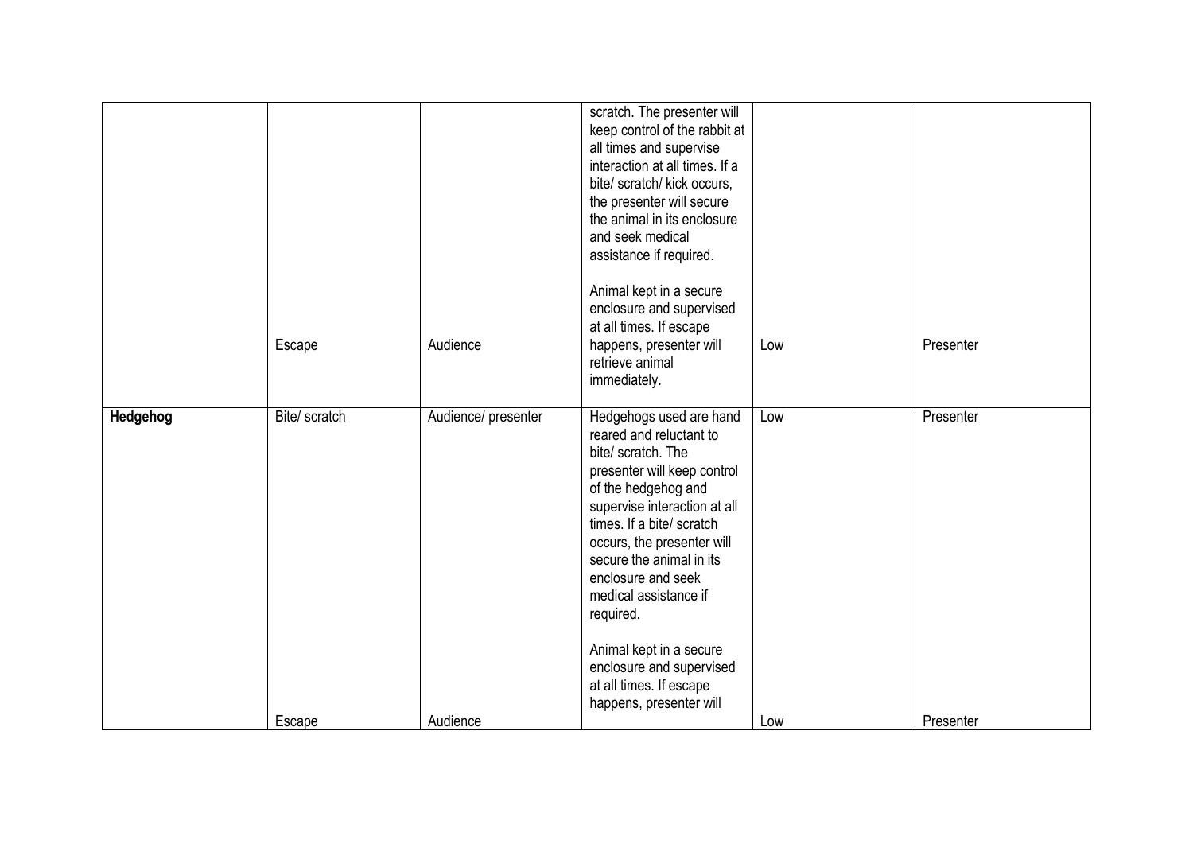| | | | | | |
|---|---|---|---|---|---|
| | | | scratch. The presenter will keep control of the rabbit at all times and supervise interaction at all times. If a bite/ scratch/ kick occurs, the presenter will secure the animal in its enclosure and seek medical assistance if required. | | |
| | Escape | Audience | Animal kept in a secure enclosure and supervised at all times. If escape happens, presenter will retrieve animal immediately. | Low | Presenter |
| **Hedgehog** | Bite/ scratch | Audience/ presenter | Hedgehogs used are hand reared and reluctant to bite/ scratch. The presenter will keep control of the hedgehog and supervise interaction at all times. If a bite/ scratch occurs, the presenter will secure the animal in its enclosure and seek medical assistance if required. | Low | Presenter |
| | Escape | Audience | Animal kept in a secure enclosure and supervised at all times. If escape happens, presenter will | Low | Presenter |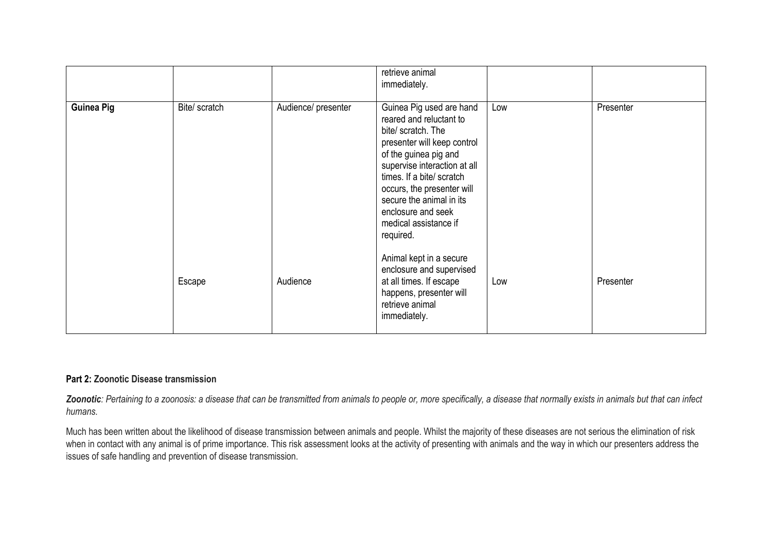| | | | retrieve animal immediately. | | |
| --- | --- | --- | --- | --- | --- |
| **Guinea Pig** | Bite/ scratch | Audience/ presenter | Guinea Pig used are hand reared and reluctant to bite/ scratch. The presenter will keep control of the guinea pig and supervise interaction at all times. If a bite/ scratch occurs, the presenter will secure the animal in its enclosure and seek medical assistance if required. | Low | Presenter |
| | Escape | Audience | Animal kept in a secure enclosure and supervised at all times. If escape happens, presenter will retrieve animal immediately. | Low | Presenter |

**Part 2: Zoonotic Disease transmission**

***Zoonotic****: Pertaining to a zoonosis: a disease that can be transmitted from animals to people or, more specifically, a disease that normally exists in animals but that can infect humans.*

Much has been written about the likelihood of disease transmission between animals and people. Whilst the majority of these diseases are not serious the elimination of risk when in contact with any animal is of prime importance. This risk assessment looks at the activity of presenting with animals and the way in which our presenters address the issues of safe handling and prevention of disease transmission.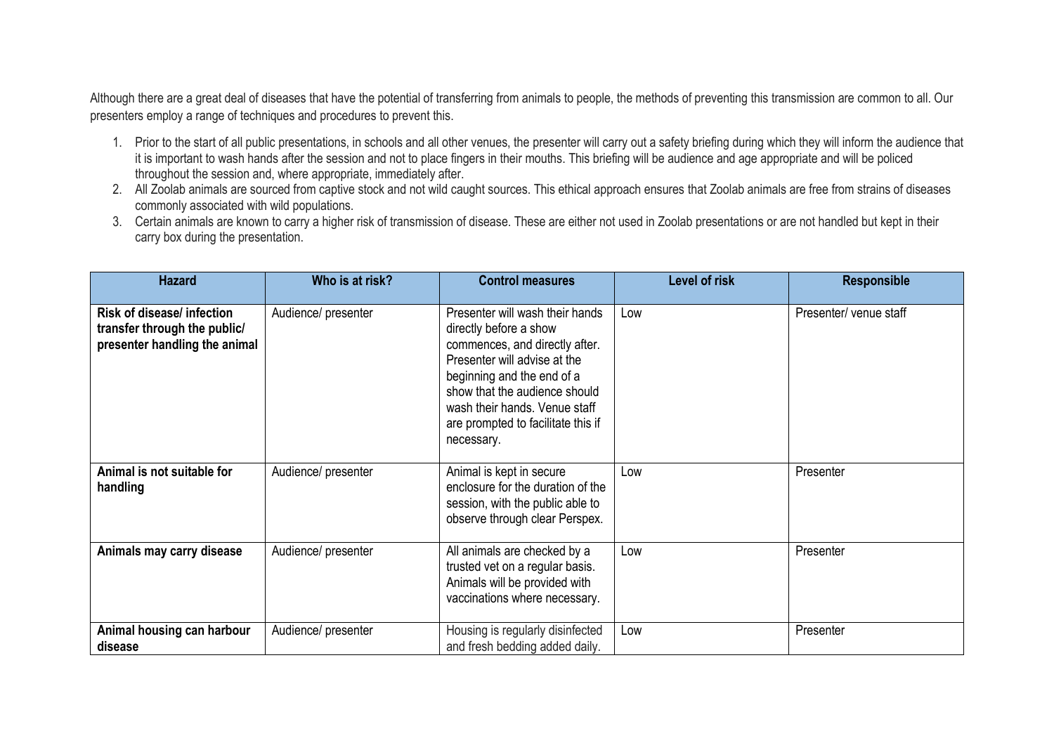Although there are a great deal of diseases that have the potential of transferring from animals to people, the methods of preventing this transmission are common to all. Our presenters employ a range of techniques and procedures to prevent this.

1. Prior to the start of all public presentations, in schools and all other venues, the presenter will carry out a safety briefing during which they will inform the audience that it is important to wash hands after the session and not to place fingers in their mouths. This briefing will be audience and age appropriate and will be policed throughout the session and, where appropriate, immediately after.
2. All Zoolab animals are sourced from captive stock and not wild caught sources. This ethical approach ensures that Zoolab animals are free from strains of diseases commonly associated with wild populations.
3. Certain animals are known to carry a higher risk of transmission of disease. These are either not used in Zoolab presentations or are not handled but kept in their carry box during the presentation.

| Hazard | Who is at risk? | Control measures | Level of risk | Responsible |
|---|---|---|---|---|
| **Risk of disease/ infection transfer through the public/ presenter handling the animal** | Audience/ presenter | Presenter will wash their hands directly before a show commences, and directly after. Presenter will advise at the beginning and the end of a show that the audience should wash their hands. Venue staff are prompted to facilitate this if necessary. | Low | Presenter/ venue staff |
| **Animal is not suitable for handling** | Audience/ presenter | Animal is kept in secure enclosure for the duration of the session, with the public able to observe through clear Perspex. | Low | Presenter |
| **Animals may carry disease** | Audience/ presenter | All animals are checked by a trusted vet on a regular basis. Animals will be provided with vaccinations where necessary. | Low | Presenter |
| **Animal housing can harbour disease** | Audience/ presenter | Housing is regularly disinfected and fresh bedding added daily. | Low | Presenter |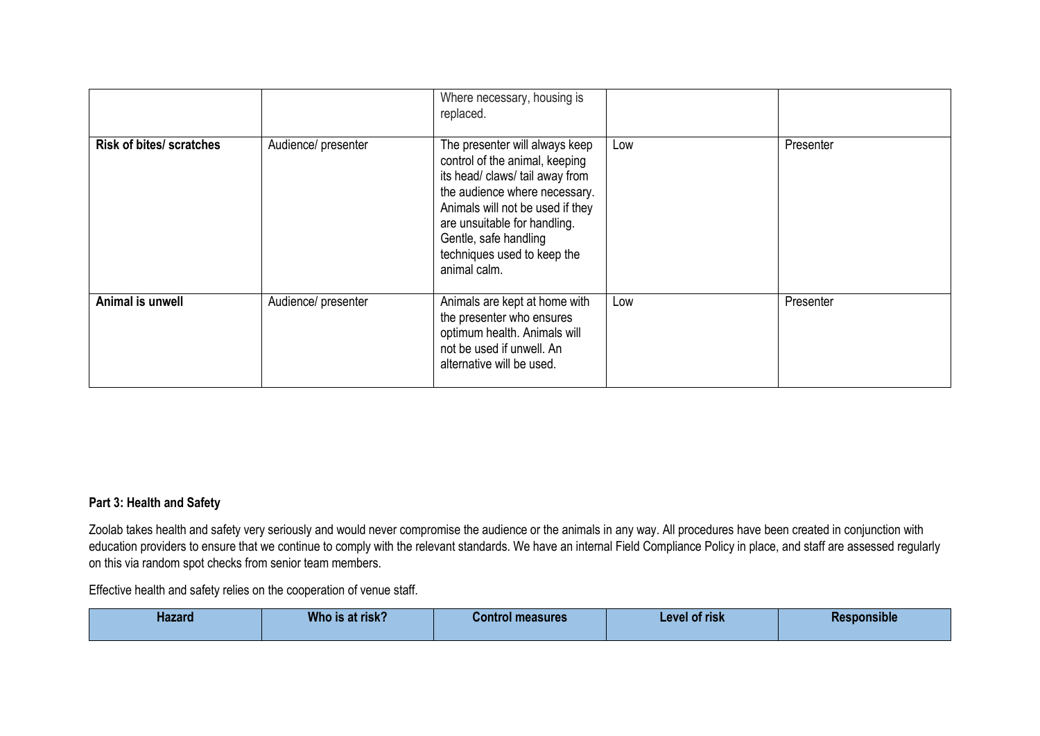| | | Where necessary, housing is replaced. | | |
|---|---|---|---|---|
| **Risk of bites/ scratches** | Audience/ presenter | The presenter will always keep control of the animal, keeping its head/ claws/ tail away from the audience where necessary. Animals will not be used if they are unsuitable for handling. Gentle, safe handling techniques used to keep the animal calm. | Low | Presenter |
| **Animal is unwell** | Audience/ presenter | Animals are kept at home with the presenter who ensures optimum health. Animals will not be used if unwell. An alternative will be used. | Low | Presenter |

**Part 3: Health and Safety**

Zoolab takes health and safety very seriously and would never compromise the audience or the animals in any way. All procedures have been created in conjunction with education providers to ensure that we continue to comply with the relevant standards. We have an internal Field Compliance Policy in place, and staff are assessed regularly on this via random spot checks from senior team members.

Effective health and safety relies on the cooperation of venue staff.

| Hazard | Who is at risk? | Control measures | Level of risk | Responsible |
|---|---|---|---|---|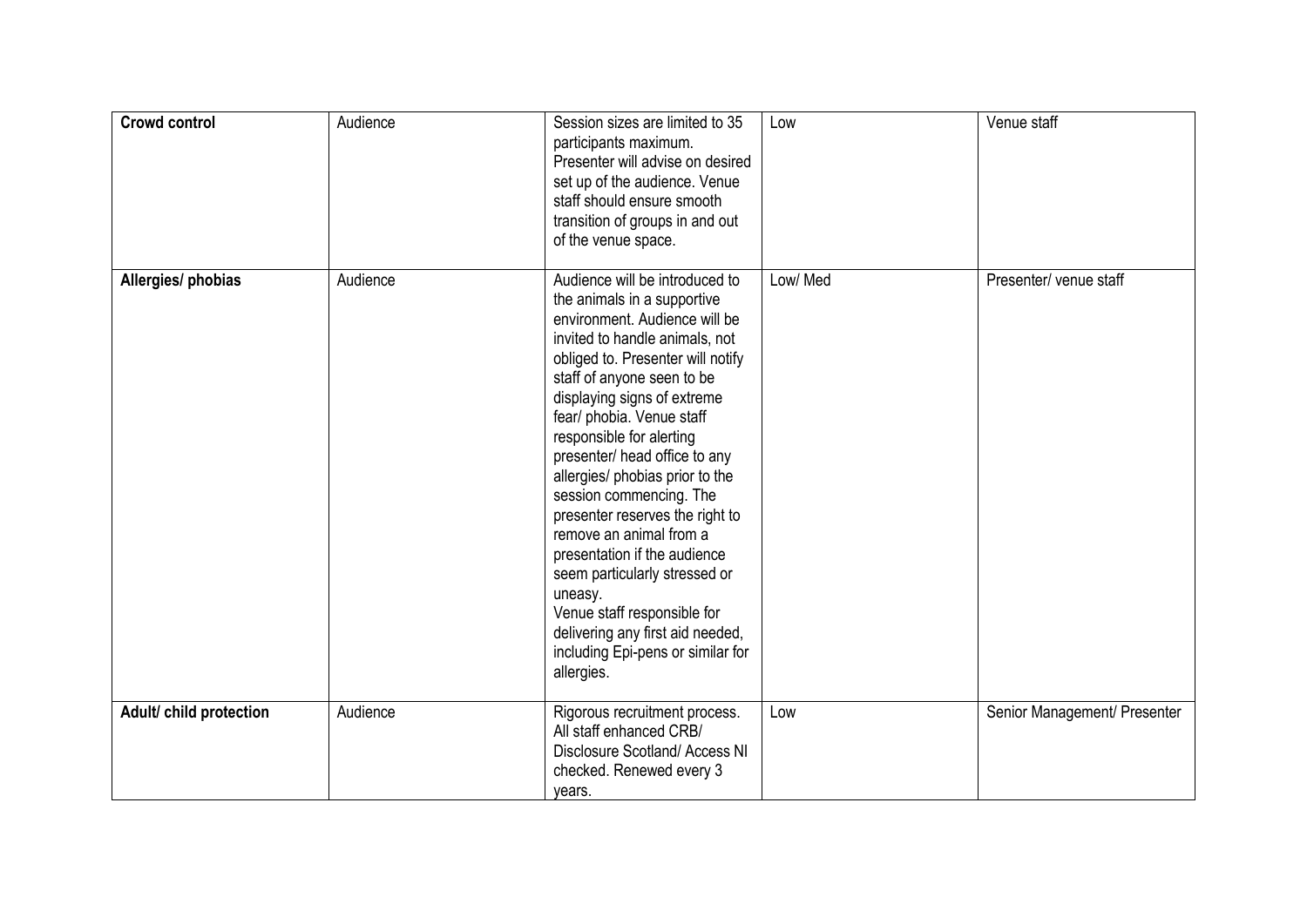| **Crowd control** | Audience | Session sizes are limited to 35 participants maximum. Presenter will advise on desired set up of the audience. Venue staff should ensure smooth transition of groups in and out of the venue space. | Low | Venue staff |
|---|---|---|---|---|
| **Allergies/ phobias** | Audience | Audience will be introduced to the animals in a supportive environment. Audience will be invited to handle animals, not obliged to. Presenter will notify staff of anyone seen to be displaying signs of extreme fear/ phobia. Venue staff responsible for alerting presenter/ head office to any allergies/ phobias prior to the session commencing. The presenter reserves the right to remove an animal from a presentation if the audience seem particularly stressed or uneasy.<br>Venue staff responsible for delivering any first aid needed, including Epi-pens or similar for allergies. | Low/ Med | Presenter/ venue staff |
| **Adult/ child protection** | Audience | Rigorous recruitment process. All staff enhanced CRB/ Disclosure Scotland/ Access NI checked. Renewed every 3 years. | Low | Senior Management/ Presenter |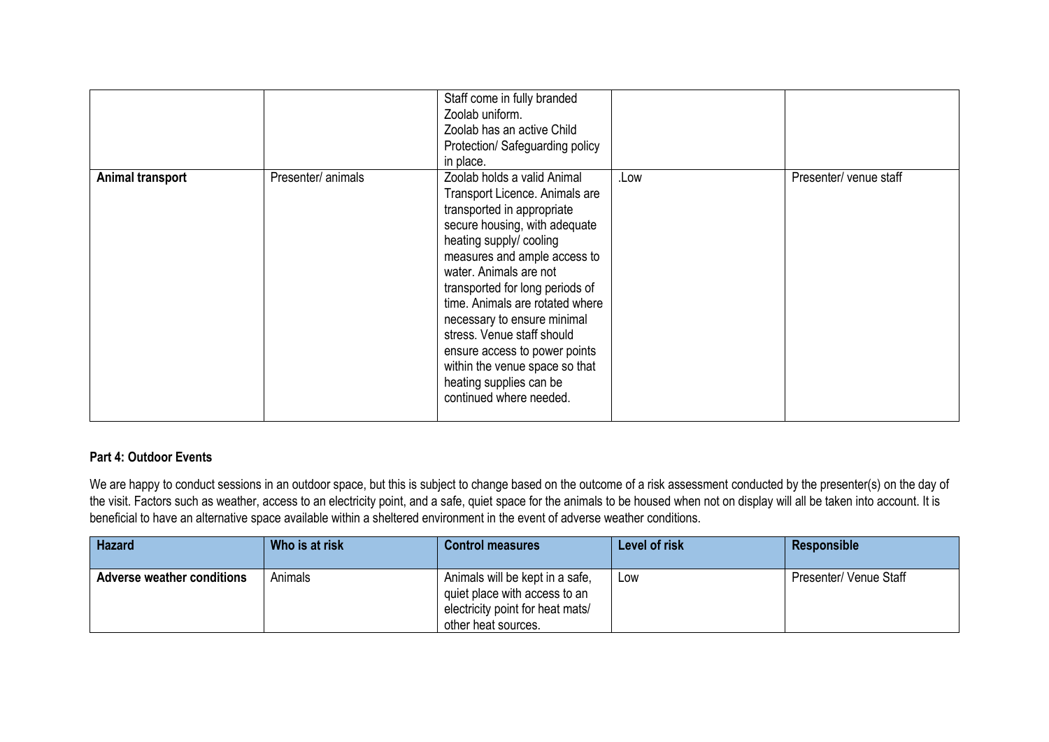| | | | | |
|---|---|---|---|---|
| | | Staff come in fully branded Zoolab uniform. Zoolab has an active Child Protection/ Safeguarding policy in place. | | |
| **Animal transport** | Presenter/ animals | Zoolab holds a valid Animal Transport Licence. Animals are transported in appropriate secure housing, with adequate heating supply/ cooling measures and ample access to water. Animals are not transported for long periods of time. Animals are rotated where necessary to ensure minimal stress. Venue staff should ensure access to power points within the venue space so that heating supplies can be continued where needed. | .Low | Presenter/ venue staff |

**Part 4: Outdoor Events**

We are happy to conduct sessions in an outdoor space, but this is subject to change based on the outcome of a risk assessment conducted by the presenter(s) on the day of the visit. Factors such as weather, access to an electricity point, and a safe, quiet space for the animals to be housed when not on display will all be taken into account. It is beneficial to have an alternative space available within a sheltered environment in the event of adverse weather conditions.

| Hazard | Who is at risk | Control measures | Level of risk | Responsible |
|---|---|---|---|---|
| **Adverse weather conditions** | Animals | Animals will be kept in a safe, quiet place with access to an electricity point for heat mats/ other heat sources. | Low | Presenter/ Venue Staff |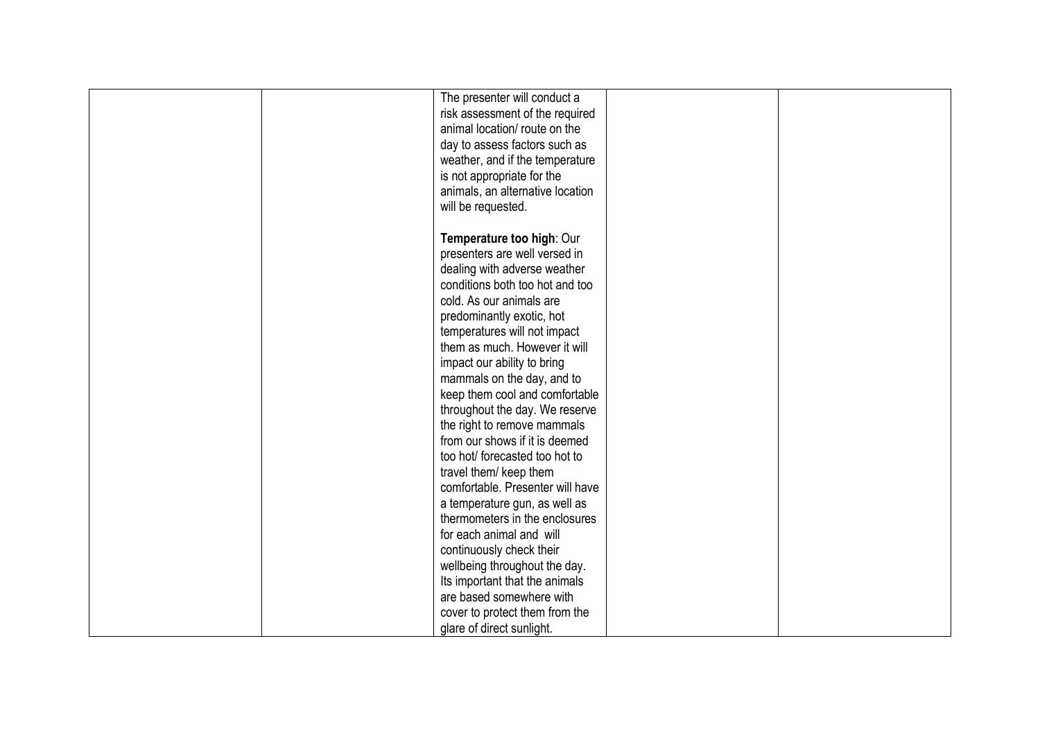|  |  |  |  |  |
|---|---|---|---|---|
|  |  | The presenter will conduct a risk assessment of the required animal location/ route on the day to assess factors such as weather, and if the temperature is not appropriate for the animals, an alternative location will be requested.<br><br>**Temperature too high**: Our presenters are well versed in dealing with adverse weather conditions both too hot and too cold. As our animals are predominantly exotic, hot temperatures will not impact them as much. However it will impact our ability to bring mammals on the day, and to keep them cool and comfortable throughout the day. We reserve the right to remove mammals from our shows if it is deemed too hot/ forecasted too hot to travel them/ keep them comfortable. Presenter will have a temperature gun, as well as thermometers in the enclosures for each animal and will continuously check their wellbeing throughout the day. Its important that the animals are based somewhere with cover to protect them from the glare of direct sunlight. |  |  |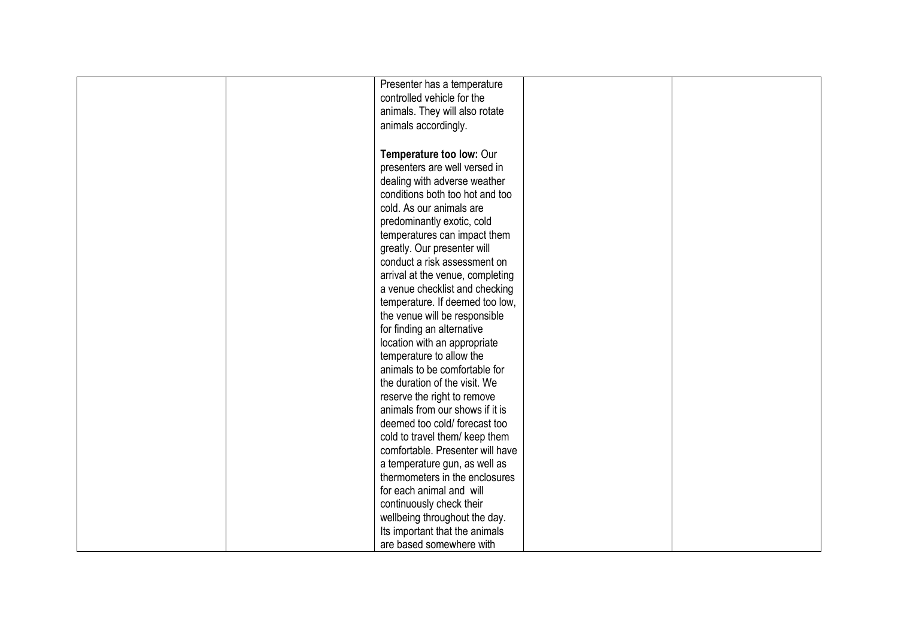|  |  |  |  |  |
|---|---|---|---|---|
|  |  | Presenter has a temperature controlled vehicle for the animals. They will also rotate animals accordingly.<br><br>**Temperature too low:** Our presenters are well versed in dealing with adverse weather conditions both too hot and too cold. As our animals are predominantly exotic, cold temperatures can impact them greatly. Our presenter will conduct a risk assessment on arrival at the venue, completing a venue checklist and checking temperature. If deemed too low, the venue will be responsible for finding an alternative location with an appropriate temperature to allow the animals to be comfortable for the duration of the visit. We reserve the right to remove animals from our shows if it is deemed too cold/ forecast too cold to travel them/ keep them comfortable. Presenter will have a temperature gun, as well as thermometers in the enclosures for each animal and will continuously check their wellbeing throughout the day. Its important that the animals are based somewhere with |  |  |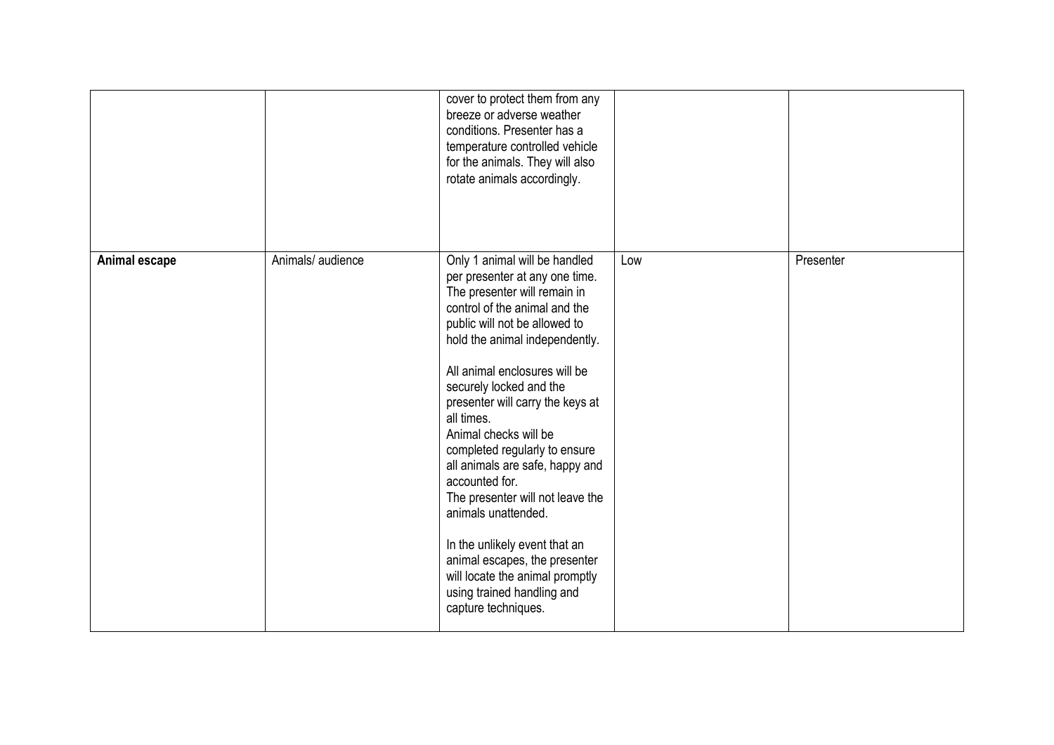| | | | | |
|---|---|---|---|---|
| | | cover to protect them from any breeze or adverse weather conditions. Presenter has a temperature controlled vehicle for the animals. They will also rotate animals accordingly. | | |
| **Animal escape** | Animals/ audience | Only 1 animal will be handled per presenter at any one time. The presenter will remain in control of the animal and the public will not be allowed to hold the animal independently.<br><br>All animal enclosures will be securely locked and the presenter will carry the keys at all times.<br>Animal checks will be completed regularly to ensure all animals are safe, happy and accounted for.<br>The presenter will not leave the animals unattended.<br><br>In the unlikely event that an animal escapes, the presenter will locate the animal promptly using trained handling and capture techniques. | Low | Presenter |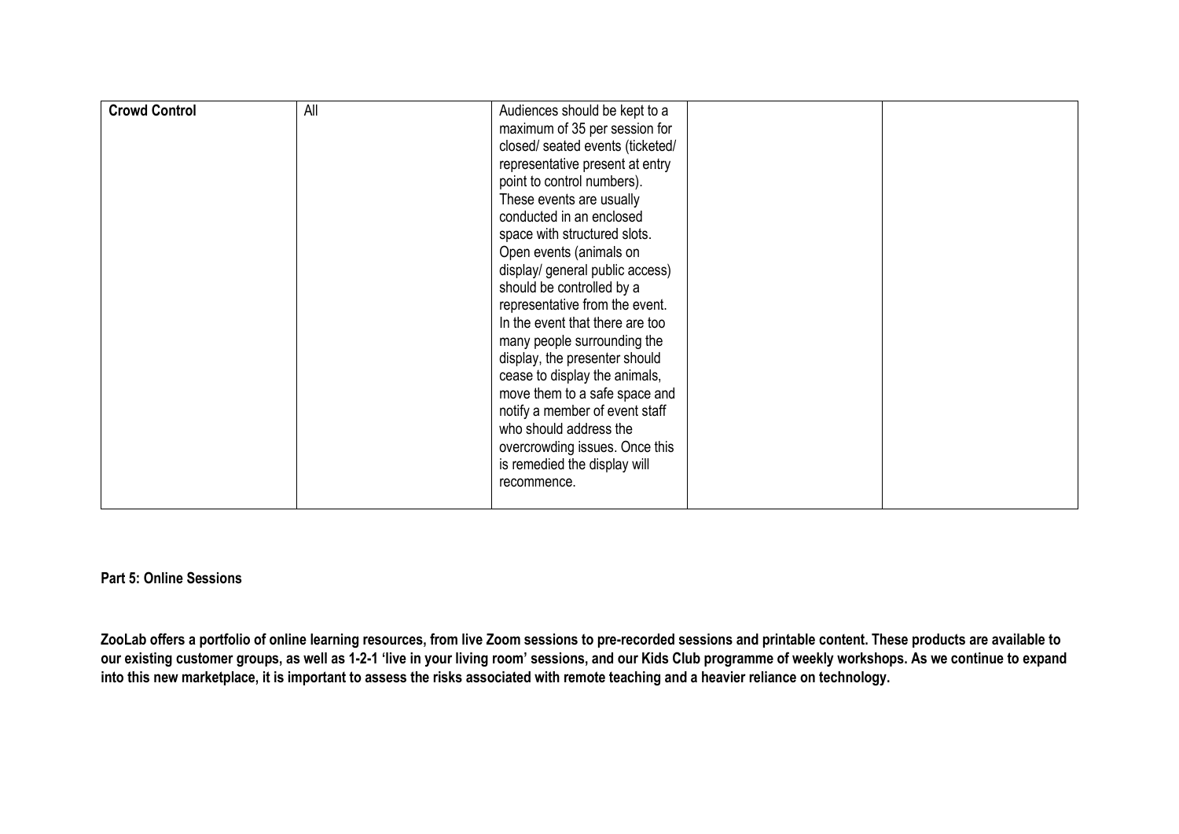| | | | | |
|---|---|---|---|---|
| **Crowd Control** | All | Audiences should be kept to a maximum of 35 per session for closed/ seated events (ticketed/ representative present at entry point to control numbers). These events are usually conducted in an enclosed space with structured slots. Open events (animals on display/ general public access) should be controlled by a representative from the event. In the event that there are too many people surrounding the display, the presenter should cease to display the animals, move them to a safe space and notify a member of event staff who should address the overcrowding issues. Once this is remedied the display will recommence. | | |

**Part 5: Online Sessions**

**ZooLab offers a portfolio of online learning resources, from live Zoom sessions to pre-recorded sessions and printable content. These products are available to our existing customer groups, as well as 1-2-1 'live in your living room' sessions, and our Kids Club programme of weekly workshops. As we continue to expand into this new marketplace, it is important to assess the risks associated with remote teaching and a heavier reliance on technology.**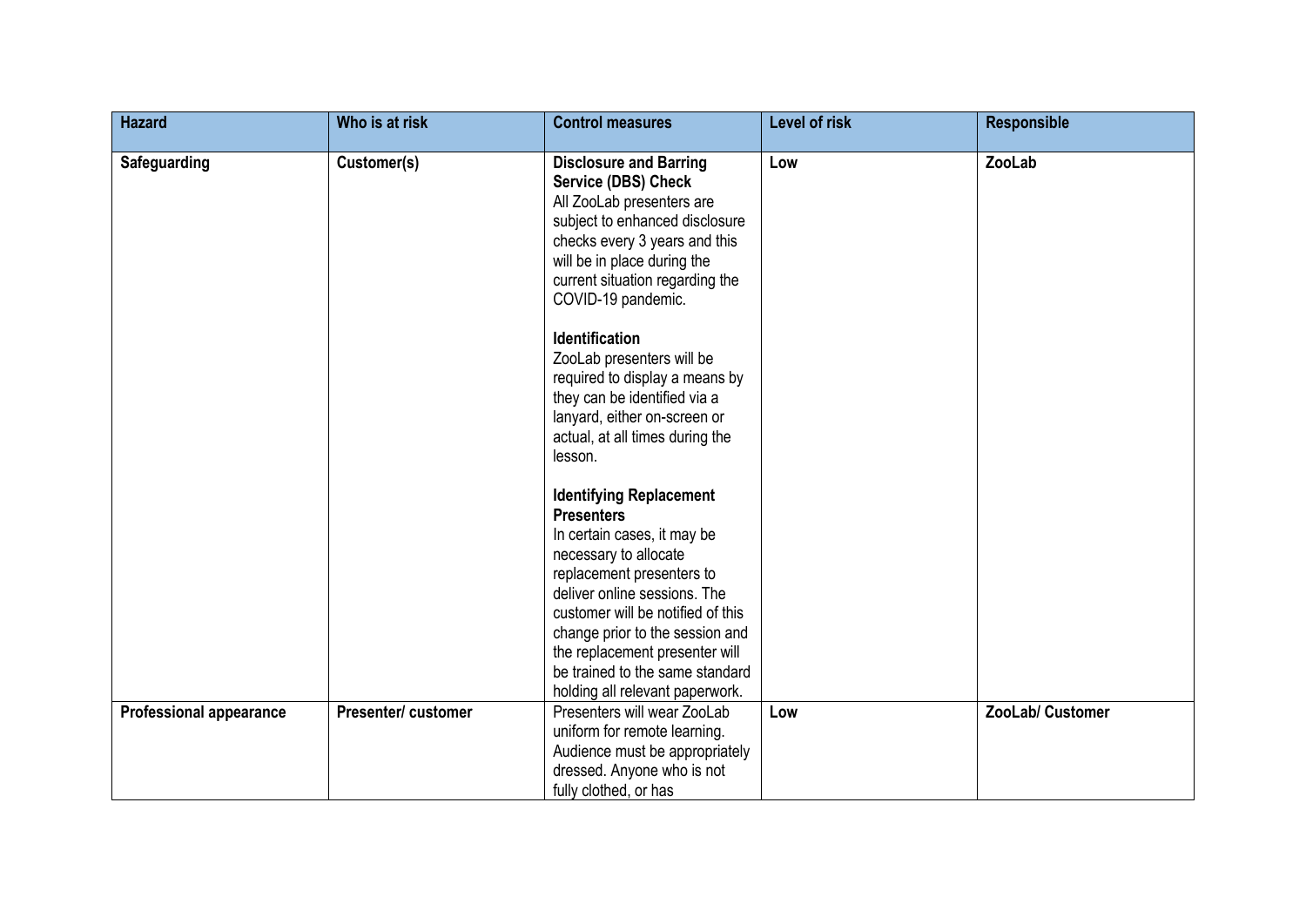| Hazard | Who is at risk | Control measures | Level of risk | Responsible |
|---|---|---|---|---|
| **Safeguarding** | **Customer(s)** | **Disclosure and Barring Service (DBS) Check**<br>All ZooLab presenters are subject to enhanced disclosure checks every 3 years and this will be in place during the current situation regarding the COVID-19 pandemic.<br><br>**Identification**<br>ZooLab presenters will be required to display a means by they can be identified via a lanyard, either on-screen or actual, at all times during the lesson.<br><br>**Identifying Replacement Presenters**<br>In certain cases, it may be necessary to allocate replacement presenters to deliver online sessions. The customer will be notified of this change prior to the session and the replacement presenter will be trained to the same standard holding all relevant paperwork. | **Low** | **ZooLab** |
| **Professional appearance** | **Presenter/ customer** | Presenters will wear ZooLab uniform for remote learning. Audience must be appropriately dressed. Anyone who is not fully clothed, or has | **Low** | **ZooLab/ Customer** |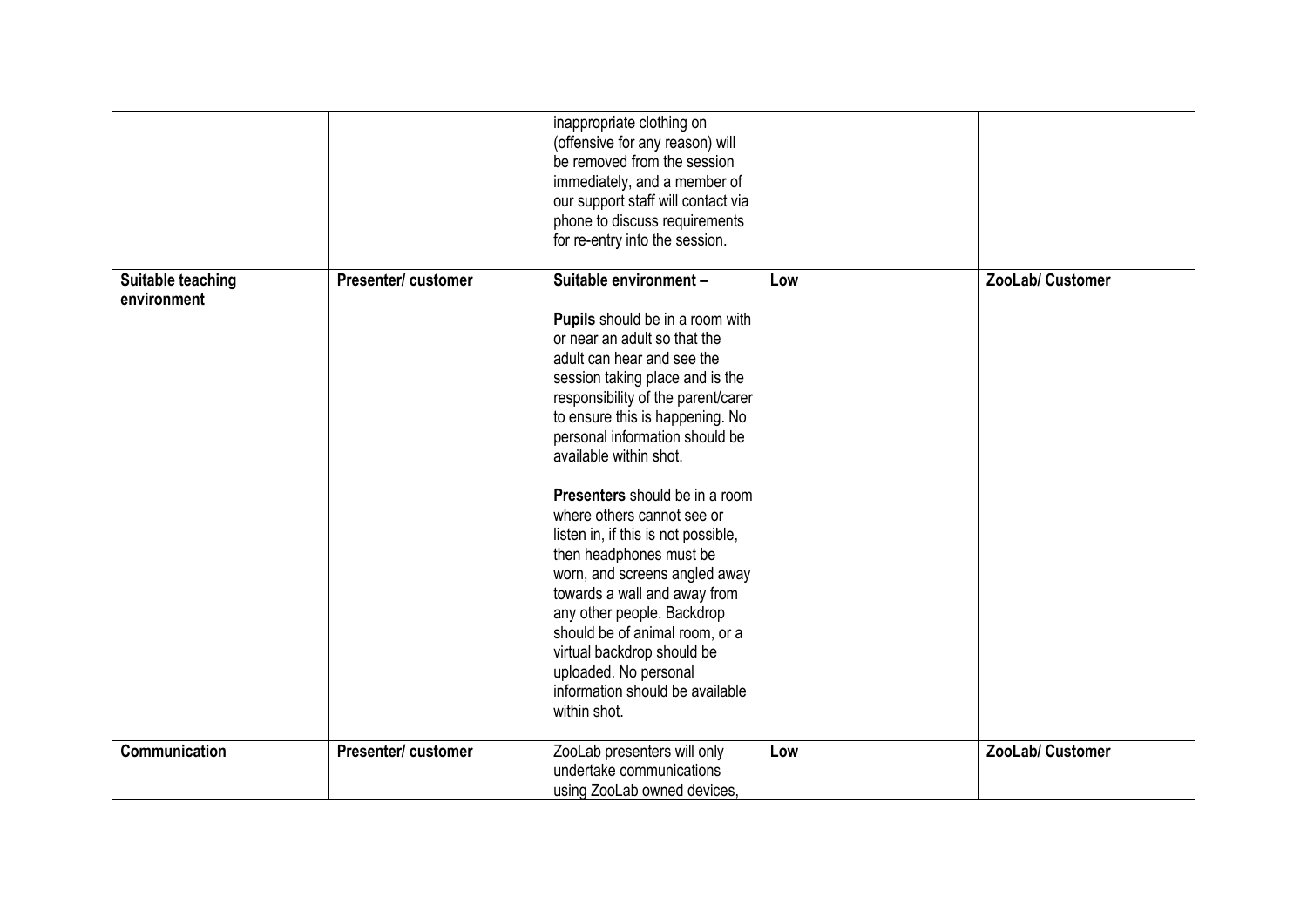| | | | | |
|---|---|---|---|---|
| | | inappropriate clothing on (offensive for any reason) will be removed from the session immediately, and a member of our support staff will contact via phone to discuss requirements for re-entry into the session. | | |
| **Suitable teaching environment** | **Presenter/ customer** | **Suitable environment –**<br><br>**Pupils** should be in a room with or near an adult so that the adult can hear and see the session taking place and is the responsibility of the parent/carer to ensure this is happening. No personal information should be available within shot.<br><br>**Presenters** should be in a room where others cannot see or listen in, if this is not possible, then headphones must be worn, and screens angled away towards a wall and away from any other people. Backdrop should be of animal room, or a virtual backdrop should be uploaded. No personal information should be available within shot. | **Low** | **ZooLab/ Customer** |
| **Communication** | **Presenter/ customer** | ZooLab presenters will only undertake communications using ZooLab owned devices, | **Low** | **ZooLab/ Customer** |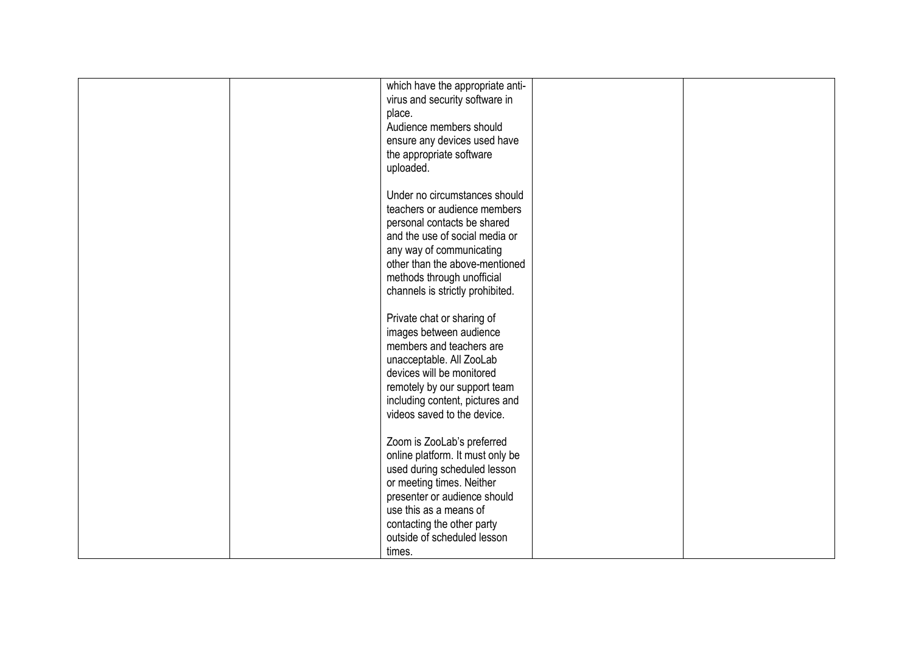|  |  |  |  |  |
|---|---|---|---|---|
|  |  | which have the appropriate anti-virus and security software in place.<br>Audience members should ensure any devices used have the appropriate software uploaded.<br><br>Under no circumstances should teachers or audience members personal contacts be shared and the use of social media or any way of communicating other than the above-mentioned methods through unofficial channels is strictly prohibited.<br><br>Private chat or sharing of images between audience members and teachers are unacceptable. All ZooLab devices will be monitored remotely by our support team including content, pictures and videos saved to the device.<br><br>Zoom is ZooLab's preferred online platform. It must only be used during scheduled lesson or meeting times. Neither presenter or audience should use this as a means of contacting the other party outside of scheduled lesson times. |  |  |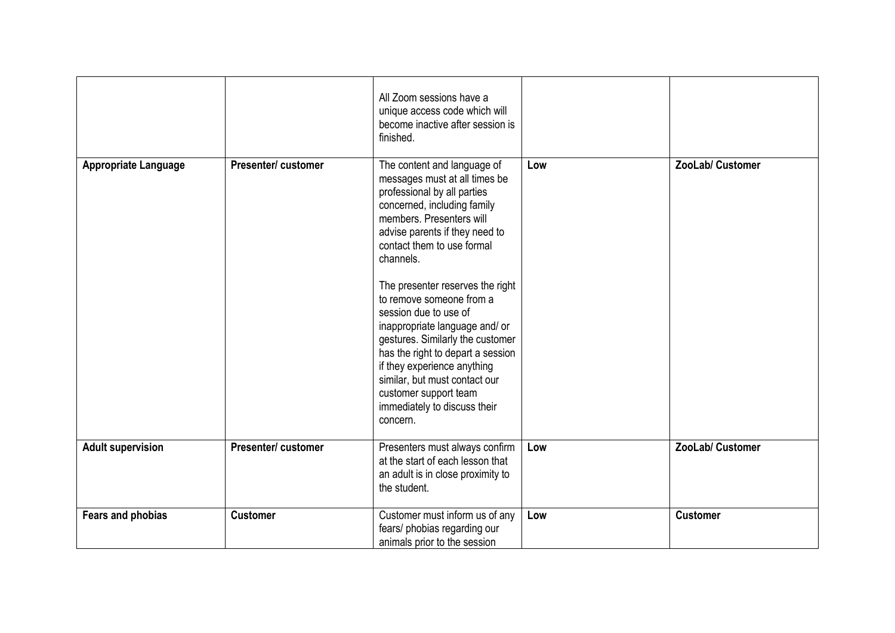| | | | | |
|---|---|---|---|---|
| | | All Zoom sessions have a unique access code which will become inactive after session is finished. | | |
| **Appropriate Language** | **Presenter/ customer** | The content and language of messages must at all times be professional by all parties concerned, including family members. Presenters will advise parents if they need to contact them to use formal channels.<br><br>The presenter reserves the right to remove someone from a session due to use of inappropriate language and/ or gestures. Similarly the customer has the right to depart a session if they experience anything similar, but must contact our customer support team immediately to discuss their concern. | **Low** | **ZooLab/ Customer** |
| **Adult supervision** | **Presenter/ customer** | Presenters must always confirm at the start of each lesson that an adult is in close proximity to the student. | **Low** | **ZooLab/ Customer** |
| **Fears and phobias** | **Customer** | Customer must inform us of any fears/ phobias regarding our animals prior to the session | **Low** | **Customer** |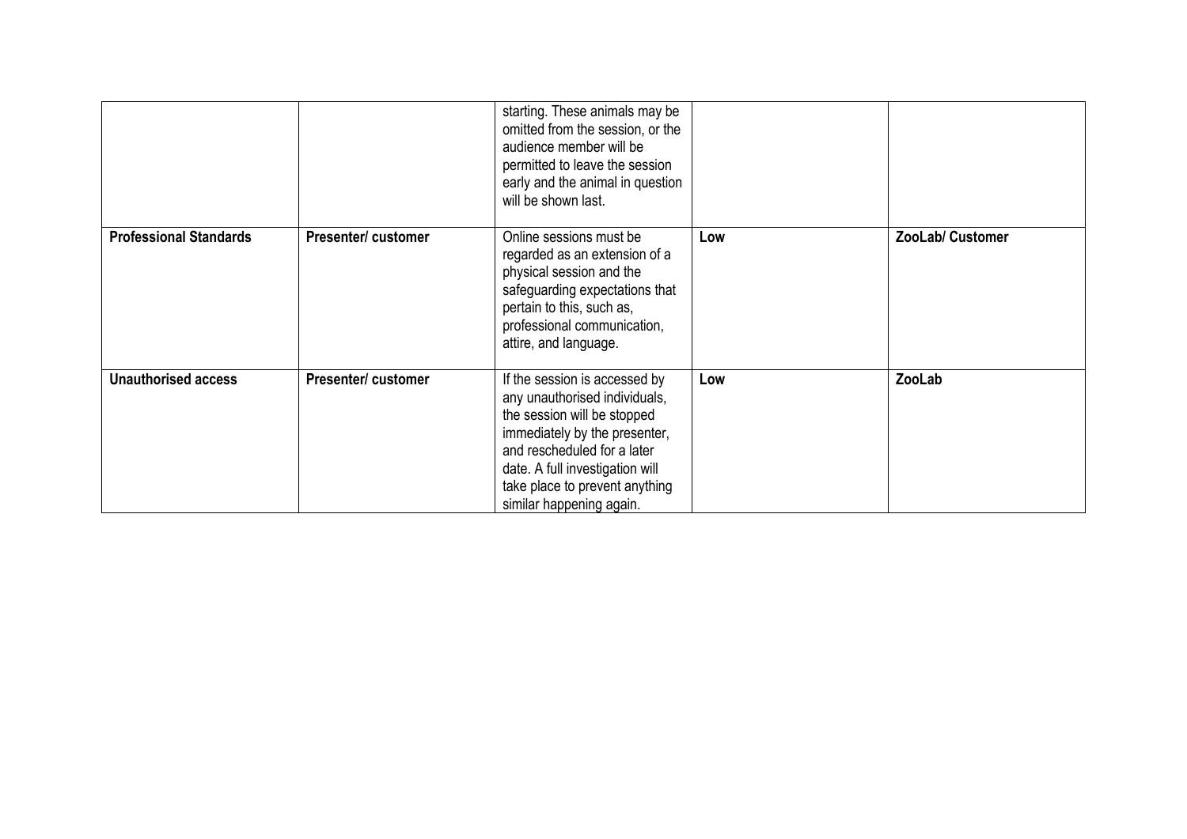| | | | | |
|---|---|---|---|---|
| | | starting. These animals may be omitted from the session, or the audience member will be permitted to leave the session early and the animal in question will be shown last. | | |
| **Professional Standards** | **Presenter/ customer** | Online sessions must be regarded as an extension of a physical session and the safeguarding expectations that pertain to this, such as, professional communication, attire, and language. | **Low** | **ZooLab/ Customer** |
| **Unauthorised access** | **Presenter/ customer** | If the session is accessed by any unauthorised individuals, the session will be stopped immediately by the presenter, and rescheduled for a later date. A full investigation will take place to prevent anything similar happening again. | **Low** | **ZooLab** |